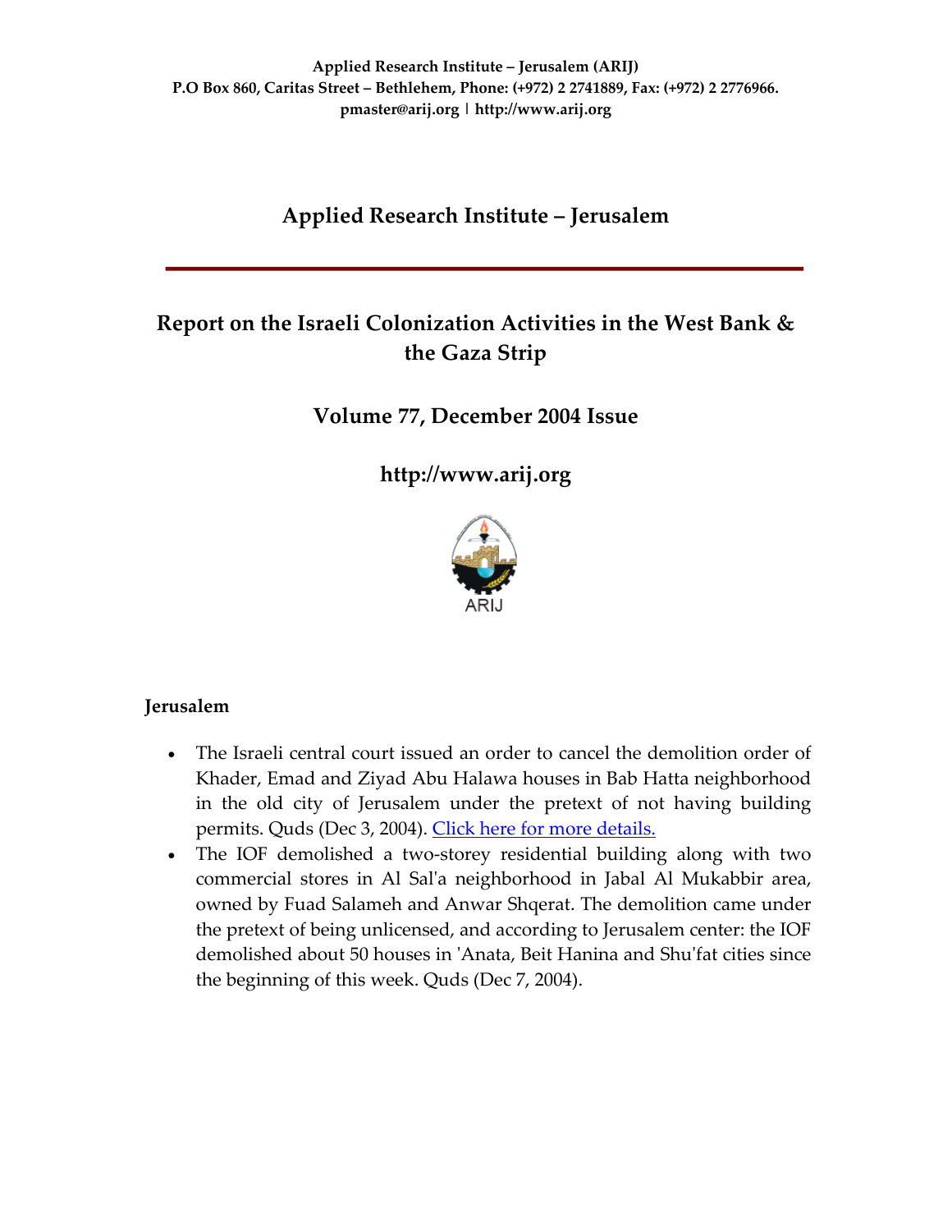**Applied Research Institute – Jerusalem (ARIJ)**
**P.O Box 860, Caritas Street – Bethlehem, Phone: (+972) 2 2741889, Fax: (+972) 2 2776966.**
**pmaster@arij.org | http://www.arij.org**

## Applied Research Institute – Jerusalem

# Report on the Israeli Colonization Activities in the West Bank & the Gaza Strip

## Volume 77, December 2004 Issue

## http://www.arij.org

ARIJ

### Jerusalem

- The Israeli central court issued an order to cancel the demolition order of Khader, Emad and Ziyad Abu Halawa houses in Bab Hatta neighborhood in the old city of Jerusalem under the pretext of not having building permits. Quds (Dec 3, 2004). [Click here for more details.]
- The IOF demolished a two-storey residential building along with two commercial stores in Al Sal'a neighborhood in Jabal Al Mukabbir area, owned by Fuad Salameh and Anwar Shqerat. The demolition came under the pretext of being unlicensed, and according to Jerusalem center: the IOF demolished about 50 houses in 'Anata, Beit Hanina and Shu'fat cities since the beginning of this week. Quds (Dec 7, 2004).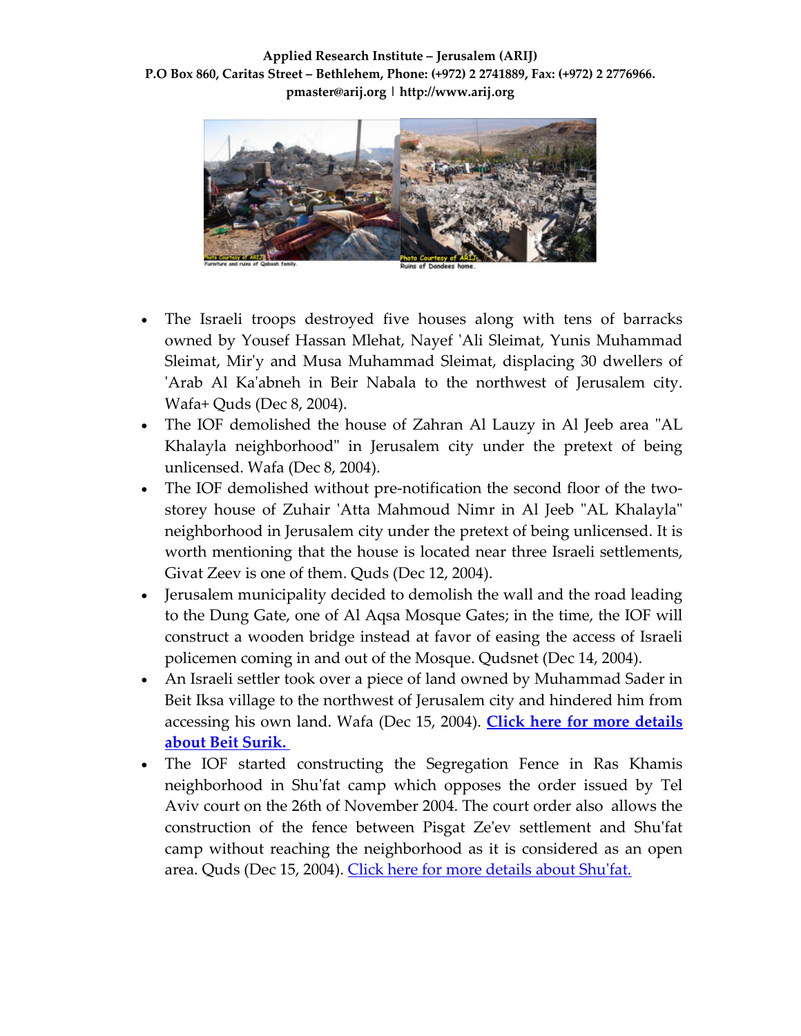Furniture and ruins of Qaboah family.

Ruins of Dandees home.

- The Israeli troops destroyed five houses along with tens of barracks owned by Yousef Hassan Mlehat, Nayef 'Ali Sleimat, Yunis Muhammad Sleimat, Mir'y and Musa Muhammad Sleimat, displacing 30 dwellers of 'Arab Al Ka'abneh in Beir Nabala to the northwest of Jerusalem city. Wafa+ Quds (Dec 8, 2004).
- The IOF demolished the house of Zahran Al Lauzy in Al Jeeb area "AL Khalayla neighborhood" in Jerusalem city under the pretext of being unlicensed. Wafa (Dec 8, 2004).
- The IOF demolished without pre-notification the second floor of the two-storey house of Zuhair 'Atta Mahmoud Nimr in Al Jeeb "AL Khalayla" neighborhood in Jerusalem city under the pretext of being unlicensed. It is worth mentioning that the house is located near three Israeli settlements, Givat Zeev is one of them. Quds (Dec 12, 2004).
- Jerusalem municipality decided to demolish the wall and the road leading to the Dung Gate, one of Al Aqsa Mosque Gates; in the time, the IOF will construct a wooden bridge instead at favor of easing the access of Israeli policemen coming in and out of the Mosque. Qudsnet (Dec 14, 2004).
- An Israeli settler took over a piece of land owned by Muhammad Sader in Beit Iksa village to the northwest of Jerusalem city and hindered him from accessing his own land. Wafa (Dec 15, 2004). **Click here for more details about Beit Surik.**
- The IOF started constructing the Segregation Fence in Ras Khamis neighborhood in Shu'fat camp which opposes the order issued by Tel Aviv court on the 26th of November 2004. The court order also allows the construction of the fence between Pisgat Ze'ev settlement and Shu'fat camp without reaching the neighborhood as it is considered as an open area. Quds (Dec 15, 2004). Click here for more details about Shu'fat.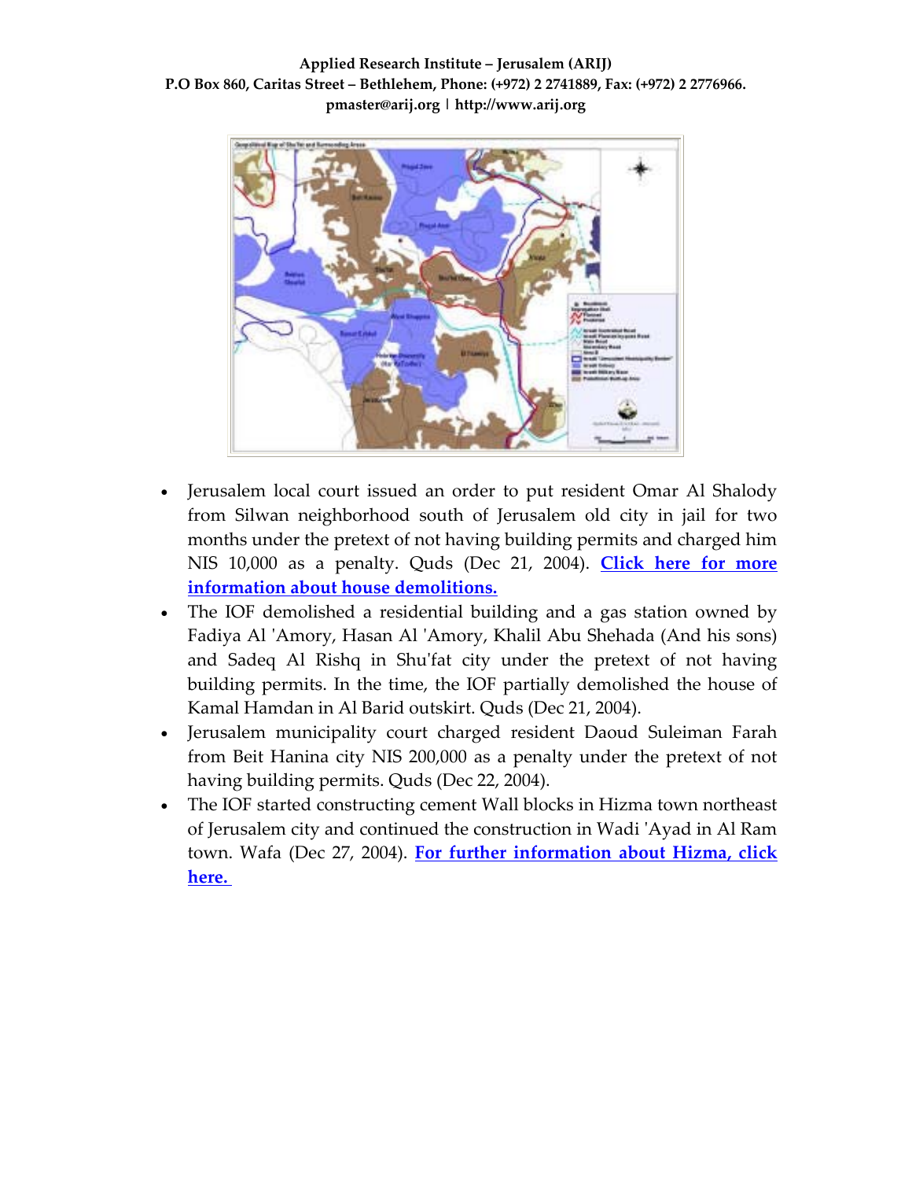- Jerusalem local court issued an order to put resident Omar Al Shalody from Silwan neighborhood south of Jerusalem old city in jail for two months under the pretext of not having building permits and charged him NIS 10,000 as a penalty. Quds (Dec 21, 2004). **Click here for more information about house demolitions.**
- The IOF demolished a residential building and a gas station owned by Fadiya Al 'Amory, Hasan Al 'Amory, Khalil Abu Shehada (And his sons) and Sadeq Al Rishq in Shu'fat city under the pretext of not having building permits. In the time, the IOF partially demolished the house of Kamal Hamdan in Al Barid outskirt. Quds (Dec 21, 2004).
- Jerusalem municipality court charged resident Daoud Suleiman Farah from Beit Hanina city NIS 200,000 as a penalty under the pretext of not having building permits. Quds (Dec 22, 2004).
- The IOF started constructing cement Wall blocks in Hizma town northeast of Jerusalem city and continued the construction in Wadi 'Ayad in Al Ram town. Wafa (Dec 27, 2004). **For further information about Hizma, click here.**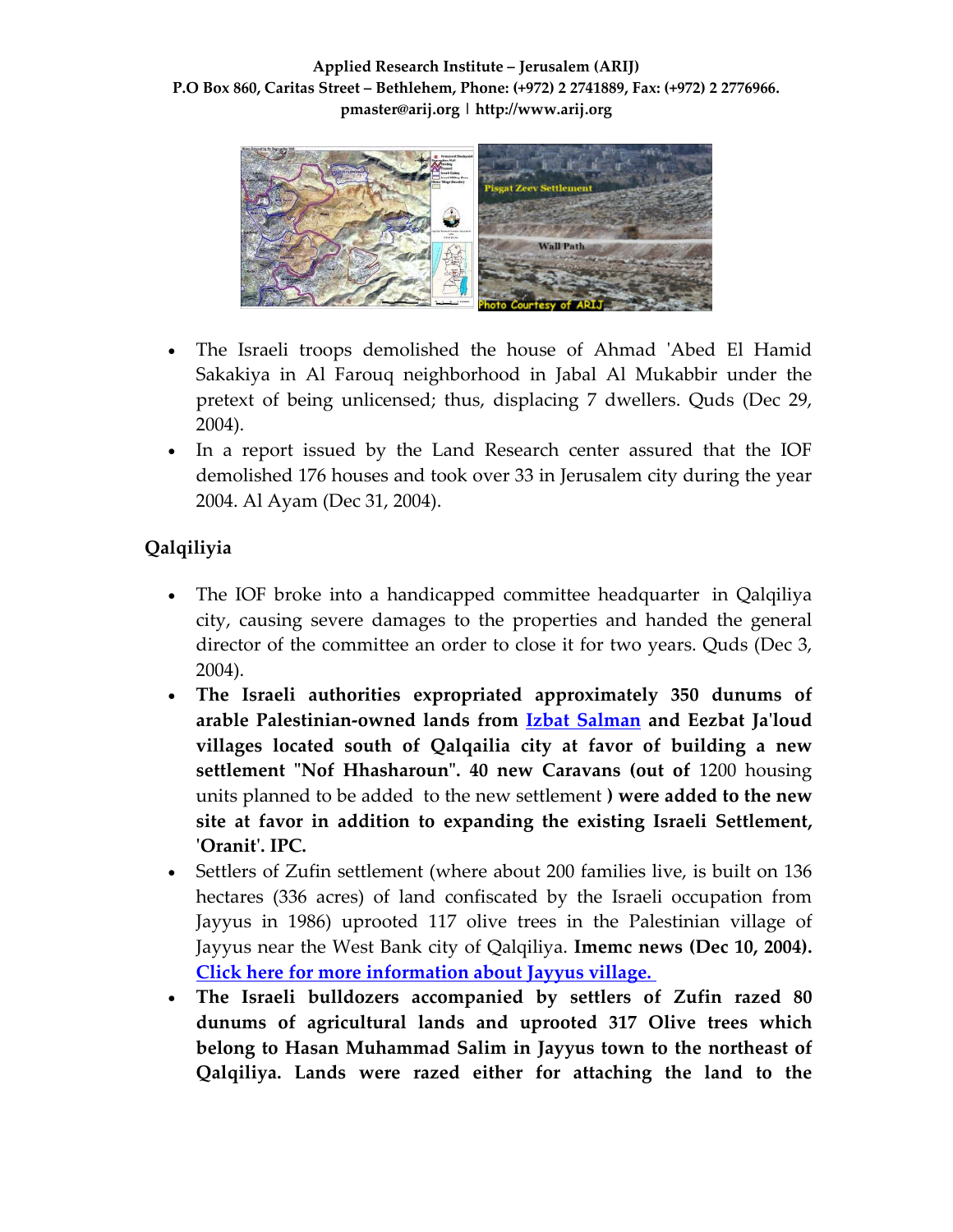- The Israeli troops demolished the house of Ahmad 'Abed El Hamid Sakakiya in Al Farouq neighborhood in Jabal Al Mukabbir under the pretext of being unlicensed; thus, displacing 7 dwellers. Quds (Dec 29, 2004).
- In a report issued by the Land Research center assured that the IOF demolished 176 houses and took over 33 in Jerusalem city during the year 2004. Al Ayam (Dec 31, 2004).

## Qalqiliyia

- The IOF broke into a handicapped committee headquarter in Qalqiliya city, causing severe damages to the properties and handed the general director of the committee an order to close it for two years. Quds (Dec 3, 2004).
- **The Israeli authorities expropriated approximately 350 dunums of arable Palestinian-owned lands from Izbat Salman and Eezbat Ja'loud villages located south of Qalqailia city at favor of building a new settlement "Nof Hhasharoun". 40 new Caravans (out of** 1200 housing units planned to be added to the new settlement **) were added to the new site at favor in addition to expanding the existing Israeli Settlement, 'Oranit'. IPC.**
- Settlers of Zufin settlement (where about 200 families live, is built on 136 hectares (336 acres) of land confiscated by the Israeli occupation from Jayyus in 1986) uprooted 117 olive trees in the Palestinian village of Jayyus near the West Bank city of Qalqiliya. **Imemc news (Dec 10, 2004).** Click here for more information about Jayyus village.
- **The Israeli bulldozers accompanied by settlers of Zufin razed 80 dunums of agricultural lands and uprooted 317 Olive trees which belong to Hasan Muhammad Salim in Jayyus town to the northeast of Qalqiliya. Lands were razed either for attaching the land to the**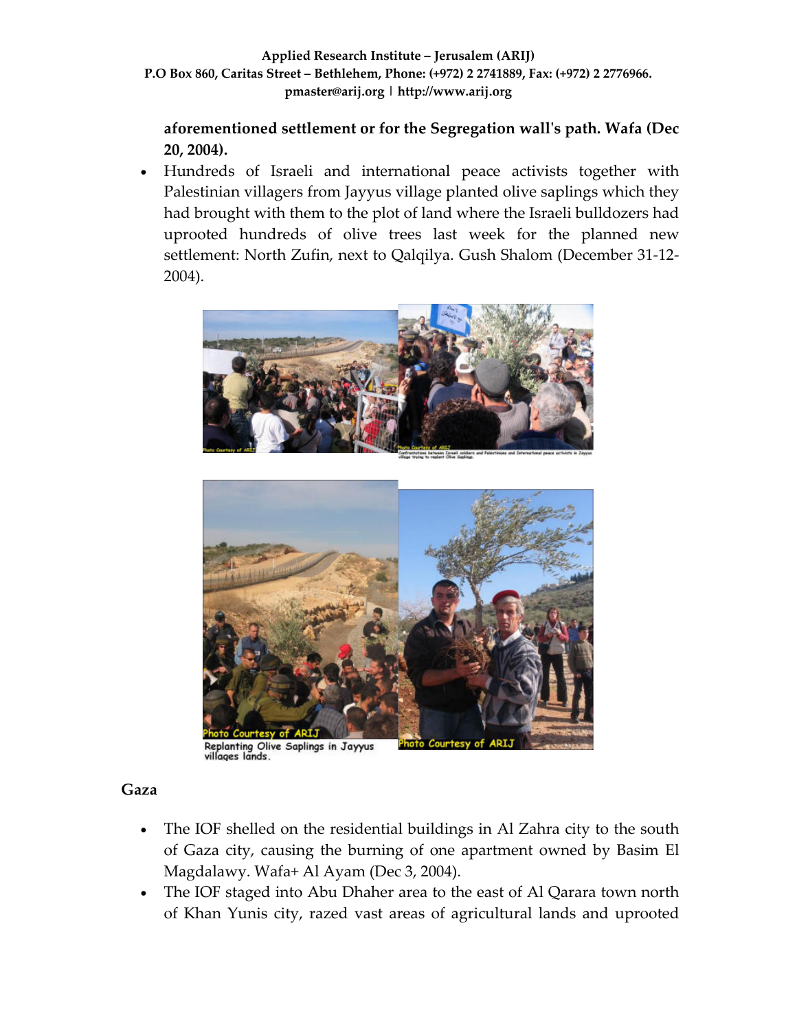**aforementioned settlement or for the Segregation wall's path. Wafa (Dec 20, 2004).**

- Hundreds of Israeli and international peace activists together with Palestinian villagers from Jayyus village planted olive saplings which they had brought with them to the plot of land where the Israeli bulldozers had uprooted hundreds of olive trees last week for the planned new settlement: North Zufin, next to Qalqilya. Gush Shalom (December 31-12-2004).

Confrontations between Israeli soldiers and Palestinians and International peace activists in Jayyus village trying to replant Olive Saplings

Replanting Olive Saplings in Jayyus villages lands.

## Gaza

- The IOF shelled on the residential buildings in Al Zahra city to the south of Gaza city, causing the burning of one apartment owned by Basim El Magdalawy. Wafa+ Al Ayam (Dec 3, 2004).
- The IOF staged into Abu Dhaher area to the east of Al Qarara town north of Khan Yunis city, razed vast areas of agricultural lands and uprooted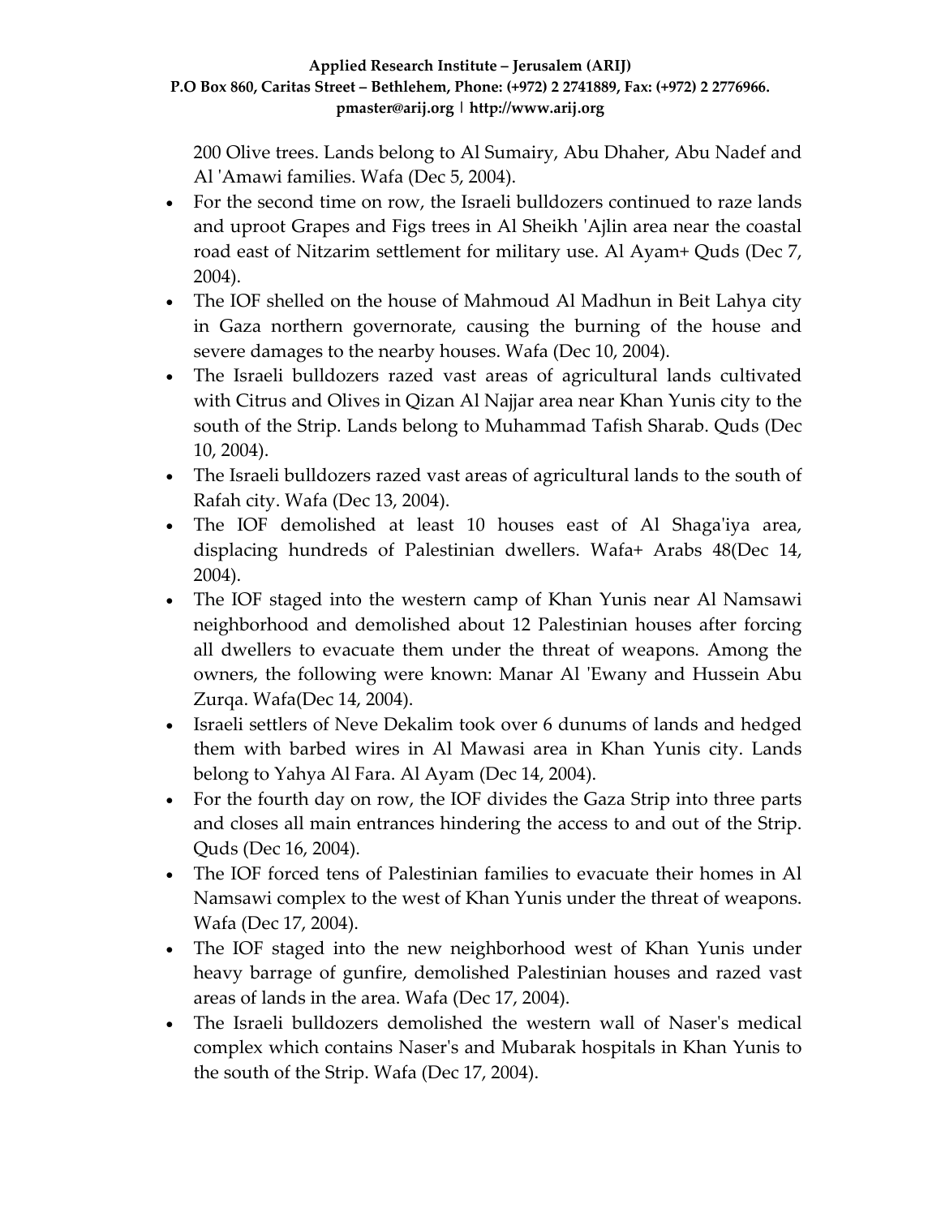200 Olive trees. Lands belong to Al Sumairy, Abu Dhaher, Abu Nadef and Al 'Amawi families. Wafa (Dec 5, 2004).

- For the second time on row, the Israeli bulldozers continued to raze lands and uproot Grapes and Figs trees in Al Sheikh 'Ajlin area near the coastal road east of Nitzarim settlement for military use. Al Ayam+ Quds (Dec 7, 2004).
- The IOF shelled on the house of Mahmoud Al Madhun in Beit Lahya city in Gaza northern governorate, causing the burning of the house and severe damages to the nearby houses. Wafa (Dec 10, 2004).
- The Israeli bulldozers razed vast areas of agricultural lands cultivated with Citrus and Olives in Qizan Al Najjar area near Khan Yunis city to the south of the Strip. Lands belong to Muhammad Tafish Sharab. Quds (Dec 10, 2004).
- The Israeli bulldozers razed vast areas of agricultural lands to the south of Rafah city. Wafa (Dec 13, 2004).
- The IOF demolished at least 10 houses east of Al Shaga'iya area, displacing hundreds of Palestinian dwellers. Wafa+ Arabs 48(Dec 14, 2004).
- The IOF staged into the western camp of Khan Yunis near Al Namsawi neighborhood and demolished about 12 Palestinian houses after forcing all dwellers to evacuate them under the threat of weapons. Among the owners, the following were known: Manar Al 'Ewany and Hussein Abu Zurqa. Wafa(Dec 14, 2004).
- Israeli settlers of Neve Dekalim took over 6 dunums of lands and hedged them with barbed wires in Al Mawasi area in Khan Yunis city. Lands belong to Yahya Al Fara. Al Ayam (Dec 14, 2004).
- For the fourth day on row, the IOF divides the Gaza Strip into three parts and closes all main entrances hindering the access to and out of the Strip. Quds (Dec 16, 2004).
- The IOF forced tens of Palestinian families to evacuate their homes in Al Namsawi complex to the west of Khan Yunis under the threat of weapons. Wafa (Dec 17, 2004).
- The IOF staged into the new neighborhood west of Khan Yunis under heavy barrage of gunfire, demolished Palestinian houses and razed vast areas of lands in the area. Wafa (Dec 17, 2004).
- The Israeli bulldozers demolished the western wall of Naser's medical complex which contains Naser's and Mubarak hospitals in Khan Yunis to the south of the Strip. Wafa (Dec 17, 2004).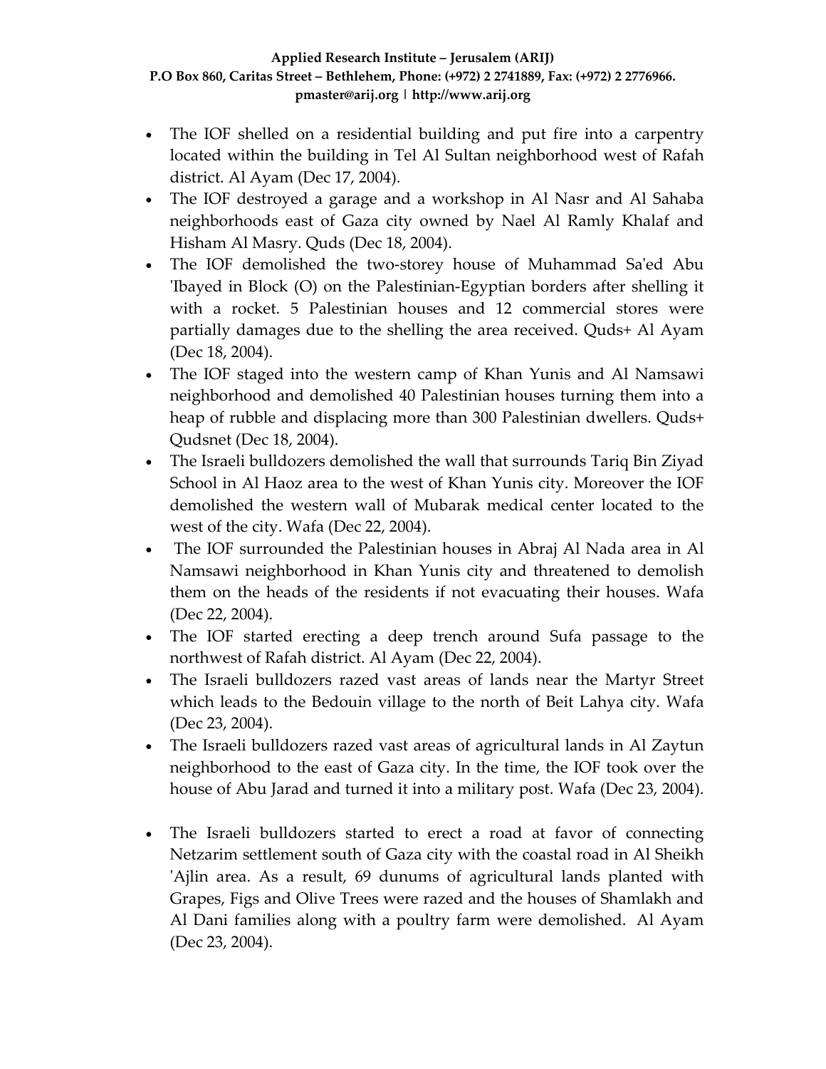- The IOF shelled on a residential building and put fire into a carpentry located within the building in Tel Al Sultan neighborhood west of Rafah district. Al Ayam (Dec 17, 2004).
- The IOF destroyed a garage and a workshop in Al Nasr and Al Sahaba neighborhoods east of Gaza city owned by Nael Al Ramly Khalaf and Hisham Al Masry. Quds (Dec 18, 2004).
- The IOF demolished the two-storey house of Muhammad Sa'ed Abu 'Ibayed in Block (O) on the Palestinian-Egyptian borders after shelling it with a rocket. 5 Palestinian houses and 12 commercial stores were partially damages due to the shelling the area received. Quds+ Al Ayam (Dec 18, 2004).
- The IOF staged into the western camp of Khan Yunis and Al Namsawi neighborhood and demolished 40 Palestinian houses turning them into a heap of rubble and displacing more than 300 Palestinian dwellers. Quds+ Qudsnet (Dec 18, 2004).
- The Israeli bulldozers demolished the wall that surrounds Tariq Bin Ziyad School in Al Haoz area to the west of Khan Yunis city. Moreover the IOF demolished the western wall of Mubarak medical center located to the west of the city. Wafa (Dec 22, 2004).
- The IOF surrounded the Palestinian houses in Abraj Al Nada area in Al Namsawi neighborhood in Khan Yunis city and threatened to demolish them on the heads of the residents if not evacuating their houses. Wafa (Dec 22, 2004).
- The IOF started erecting a deep trench around Sufa passage to the northwest of Rafah district. Al Ayam (Dec 22, 2004).
- The Israeli bulldozers razed vast areas of lands near the Martyr Street which leads to the Bedouin village to the north of Beit Lahya city. Wafa (Dec 23, 2004).
- The Israeli bulldozers razed vast areas of agricultural lands in Al Zaytun neighborhood to the east of Gaza city. In the time, the IOF took over the house of Abu Jarad and turned it into a military post. Wafa (Dec 23, 2004).
- The Israeli bulldozers started to erect a road at favor of connecting Netzarim settlement south of Gaza city with the coastal road in Al Sheikh 'Ajlin area. As a result, 69 dunums of agricultural lands planted with Grapes, Figs and Olive Trees were razed and the houses of Shamlakh and Al Dani families along with a poultry farm were demolished. Al Ayam (Dec 23, 2004).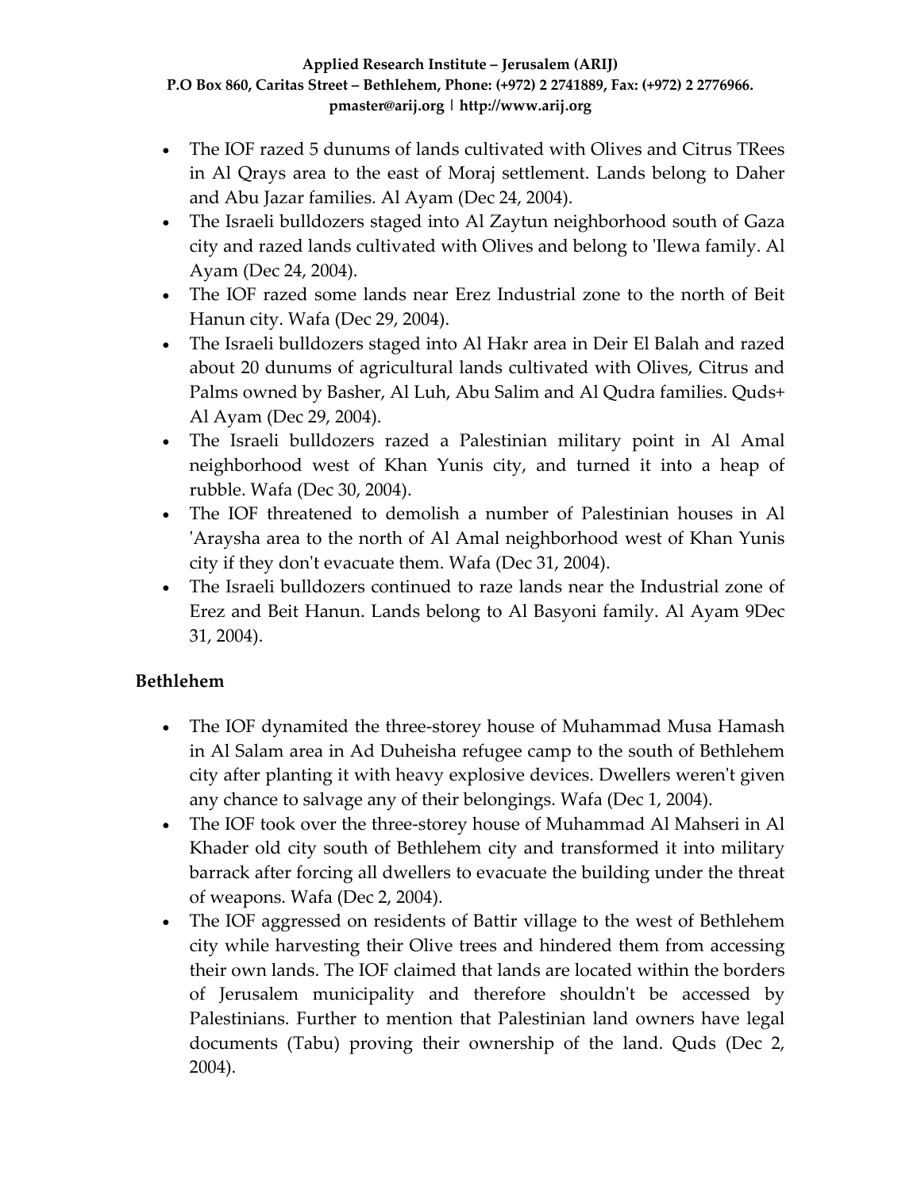- The IOF razed 5 dunums of lands cultivated with Olives and Citrus TRees in Al Qrays area to the east of Moraj settlement. Lands belong to Daher and Abu Jazar families. Al Ayam (Dec 24, 2004).
- The Israeli bulldozers staged into Al Zaytun neighborhood south of Gaza city and razed lands cultivated with Olives and belong to 'Ilewa family. Al Ayam (Dec 24, 2004).
- The IOF razed some lands near Erez Industrial zone to the north of Beit Hanun city. Wafa (Dec 29, 2004).
- The Israeli bulldozers staged into Al Hakr area in Deir El Balah and razed about 20 dunums of agricultural lands cultivated with Olives, Citrus and Palms owned by Basher, Al Luh, Abu Salim and Al Qudra families. Quds+ Al Ayam (Dec 29, 2004).
- The Israeli bulldozers razed a Palestinian military point in Al Amal neighborhood west of Khan Yunis city, and turned it into a heap of rubble. Wafa (Dec 30, 2004).
- The IOF threatened to demolish a number of Palestinian houses in Al 'Araysha area to the north of Al Amal neighborhood west of Khan Yunis city if they don't evacuate them. Wafa (Dec 31, 2004).
- The Israeli bulldozers continued to raze lands near the Industrial zone of Erez and Beit Hanun. Lands belong to Al Basyoni family. Al Ayam 9Dec 31, 2004).

### Bethlehem

- The IOF dynamited the three-storey house of Muhammad Musa Hamash in Al Salam area in Ad Duheisha refugee camp to the south of Bethlehem city after planting it with heavy explosive devices. Dwellers weren't given any chance to salvage any of their belongings. Wafa (Dec 1, 2004).
- The IOF took over the three-storey house of Muhammad Al Mahseri in Al Khader old city south of Bethlehem city and transformed it into military barrack after forcing all dwellers to evacuate the building under the threat of weapons. Wafa (Dec 2, 2004).
- The IOF aggressed on residents of Battir village to the west of Bethlehem city while harvesting their Olive trees and hindered them from accessing their own lands. The IOF claimed that lands are located within the borders of Jerusalem municipality and therefore shouldn't be accessed by Palestinians. Further to mention that Palestinian land owners have legal documents (Tabu) proving their ownership of the land. Quds (Dec 2, 2004).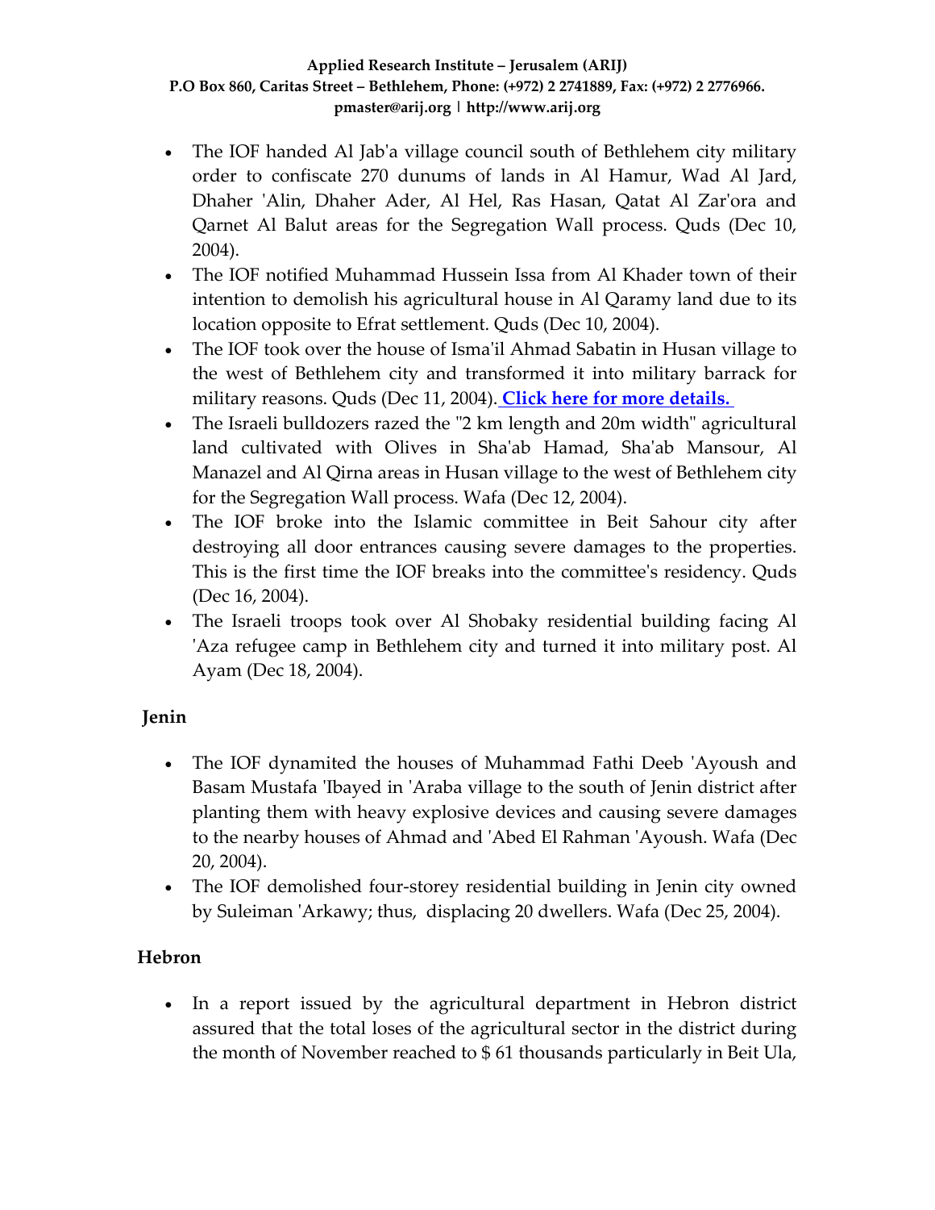- The IOF handed Al Jab'a village council south of Bethlehem city military order to confiscate 270 dunums of lands in Al Hamur, Wad Al Jard, Dhaher 'Alin, Dhaher Ader, Al Hel, Ras Hasan, Qatat Al Zar'ora and Qarnet Al Balut areas for the Segregation Wall process. Quds (Dec 10, 2004).
- The IOF notified Muhammad Hussein Issa from Al Khader town of their intention to demolish his agricultural house in Al Qaramy land due to its location opposite to Efrat settlement. Quds (Dec 10, 2004).
- The IOF took over the house of Isma'il Ahmad Sabatin in Husan village to the west of Bethlehem city and transformed it into military barrack for military reasons. Quds (Dec 11, 2004). **Click here for more details.**
- The Israeli bulldozers razed the "2 km length and 20m width" agricultural land cultivated with Olives in Sha'ab Hamad, Sha'ab Mansour, Al Manazel and Al Qirna areas in Husan village to the west of Bethlehem city for the Segregation Wall process. Wafa (Dec 12, 2004).
- The IOF broke into the Islamic committee in Beit Sahour city after destroying all door entrances causing severe damages to the properties. This is the first time the IOF breaks into the committee's residency. Quds (Dec 16, 2004).
- The Israeli troops took over Al Shobaky residential building facing Al 'Aza refugee camp in Bethlehem city and turned it into military post. Al Ayam (Dec 18, 2004).

## Jenin

- The IOF dynamited the houses of Muhammad Fathi Deeb 'Ayoush and Basam Mustafa 'Ibayed in 'Araba village to the south of Jenin district after planting them with heavy explosive devices and causing severe damages to the nearby houses of Ahmad and 'Abed El Rahman 'Ayoush. Wafa (Dec 20, 2004).
- The IOF demolished four-storey residential building in Jenin city owned by Suleiman 'Arkawy; thus, displacing 20 dwellers. Wafa (Dec 25, 2004).

## Hebron

- In a report issued by the agricultural department in Hebron district assured that the total loses of the agricultural sector in the district during the month of November reached to $ 61 thousands particularly in Beit Ula,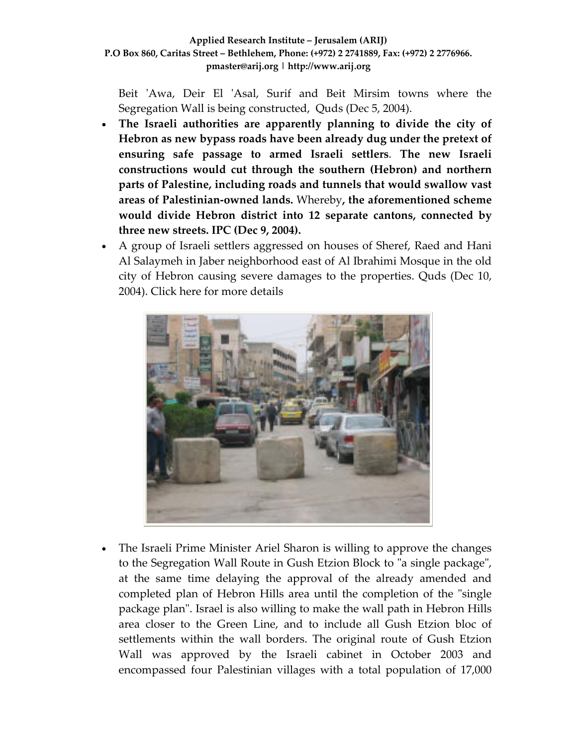Beit 'Awa, Deir El 'Asal, Surif and Beit Mirsim towns where the Segregation Wall is being constructed, Quds (Dec 5, 2004).

- **The Israeli authorities are apparently planning to divide the city of Hebron as new bypass roads have been already dug under the pretext of ensuring safe passage to armed Israeli settlers**. **The new Israeli constructions would cut through the southern (Hebron) and northern parts of Palestine, including roads and tunnels that would swallow vast areas of Palestinian-owned lands.** Whereby**, the aforementioned scheme would divide Hebron district into 12 separate cantons, connected by three new streets. IPC (Dec 9, 2004).**
- A group of Israeli settlers aggressed on houses of Sheref, Raed and Hani Al Salaymeh in Jaber neighborhood east of Al Ibrahimi Mosque in the old city of Hebron causing severe damages to the properties. Quds (Dec 10, 2004). Click here for more details

- The Israeli Prime Minister Ariel Sharon is willing to approve the changes to the Segregation Wall Route in Gush Etzion Block to "a single package", at the same time delaying the approval of the already amended and completed plan of Hebron Hills area until the completion of the "single package plan". Israel is also willing to make the wall path in Hebron Hills area closer to the Green Line, and to include all Gush Etzion bloc of settlements within the wall borders. The original route of Gush Etzion Wall was approved by the Israeli cabinet in October 2003 and encompassed four Palestinian villages with a total population of 17,000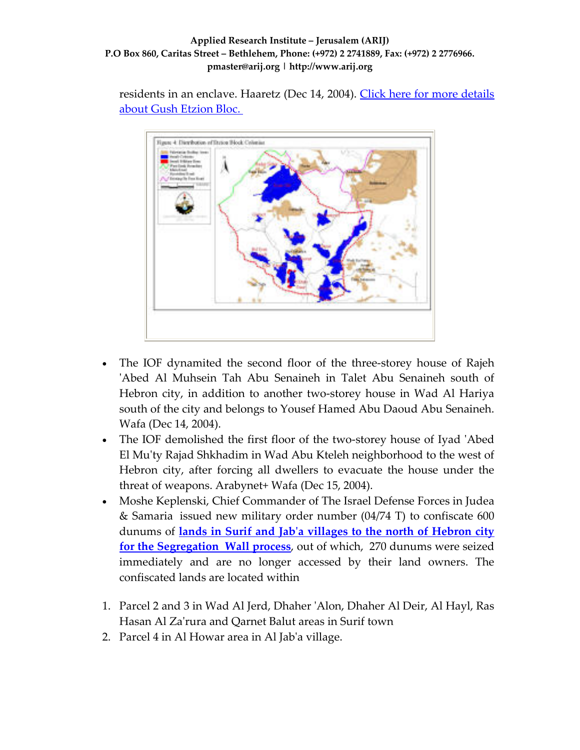residents in an enclave. Haaretz (Dec 14, 2004). Click here for more details about Gush Etzion Bloc.

- The IOF dynamited the second floor of the three-storey house of Rajeh 'Abed Al Muhsein Tah Abu Senaineh in Talet Abu Senaineh south of Hebron city, in addition to another two-storey house in Wad Al Hariya south of the city and belongs to Yousef Hamed Abu Daoud Abu Senaineh. Wafa (Dec 14, 2004).
- The IOF demolished the first floor of the two-storey house of Iyad 'Abed El Mu'ty Rajad Shkhadim in Wad Abu Kteleh neighborhood to the west of Hebron city, after forcing all dwellers to evacuate the house under the threat of weapons. Arabynet+ Wafa (Dec 15, 2004).
- Moshe Keplenski, Chief Commander of The Israel Defense Forces in Judea & Samaria issued new military order number (04/74 T) to confiscate 600 dunums of **lands in Surif and Jab'a villages to the north of Hebron city for the Segregation Wall process**, out of which, 270 dunums were seized immediately and are no longer accessed by their land owners. The confiscated lands are located within

1. Parcel 2 and 3 in Wad Al Jerd, Dhaher 'Alon, Dhaher Al Deir, Al Hayl, Ras Hasan Al Za'rura and Qarnet Balut areas in Surif town
2. Parcel 4 in Al Howar area in Al Jab'a village.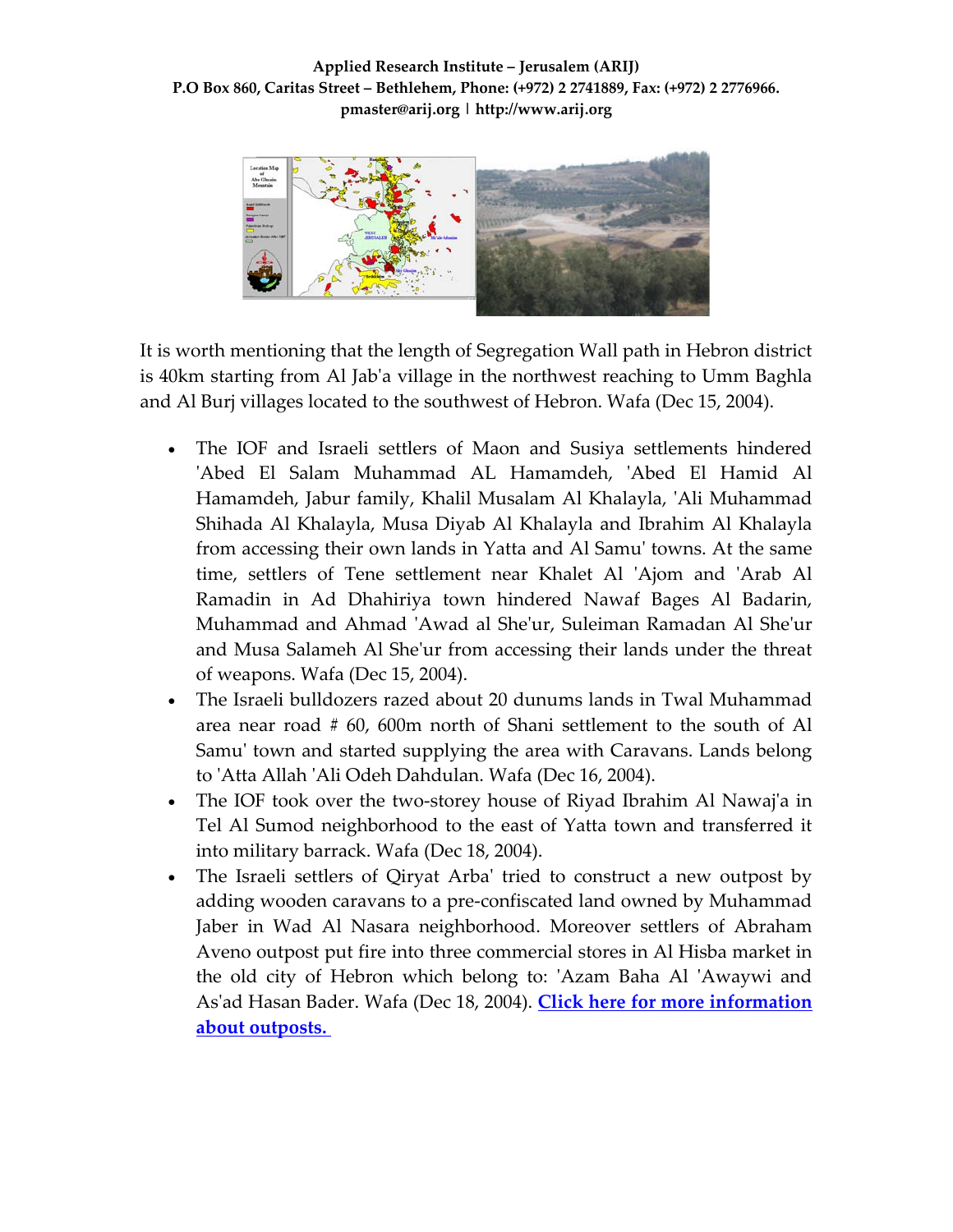It is worth mentioning that the length of Segregation Wall path in Hebron district is 40km starting from Al Jab'a village in the northwest reaching to Umm Baghla and Al Burj villages located to the southwest of Hebron. Wafa (Dec 15, 2004).

- The IOF and Israeli settlers of Maon and Susiya settlements hindered 'Abed El Salam Muhammad AL Hamamdeh, 'Abed El Hamid Al Hamamdeh, Jabur family, Khalil Musalam Al Khalayla, 'Ali Muhammad Shihada Al Khalayla, Musa Diyab Al Khalayla and Ibrahim Al Khalayla from accessing their own lands in Yatta and Al Samu' towns. At the same time, settlers of Tene settlement near Khalet Al 'Ajom and 'Arab Al Ramadin in Ad Dhahiriya town hindered Nawaf Bages Al Badarin, Muhammad and Ahmad 'Awad al She'ur, Suleiman Ramadan Al She'ur and Musa Salameh Al She'ur from accessing their lands under the threat of weapons. Wafa (Dec 15, 2004).
- The Israeli bulldozers razed about 20 dunums lands in Twal Muhammad area near road # 60, 600m north of Shani settlement to the south of Al Samu' town and started supplying the area with Caravans. Lands belong to 'Atta Allah 'Ali Odeh Dahdulan. Wafa (Dec 16, 2004).
- The IOF took over the two-storey house of Riyad Ibrahim Al Nawaj'a in Tel Al Sumod neighborhood to the east of Yatta town and transferred it into military barrack. Wafa (Dec 18, 2004).
- The Israeli settlers of Qiryat Arba' tried to construct a new outpost by adding wooden caravans to a pre-confiscated land owned by Muhammad Jaber in Wad Al Nasara neighborhood. Moreover settlers of Abraham Aveno outpost put fire into three commercial stores in Al Hisba market in the old city of Hebron which belong to: 'Azam Baha Al 'Awaywi and As'ad Hasan Bader. Wafa (Dec 18, 2004). **Click here for more information about outposts.**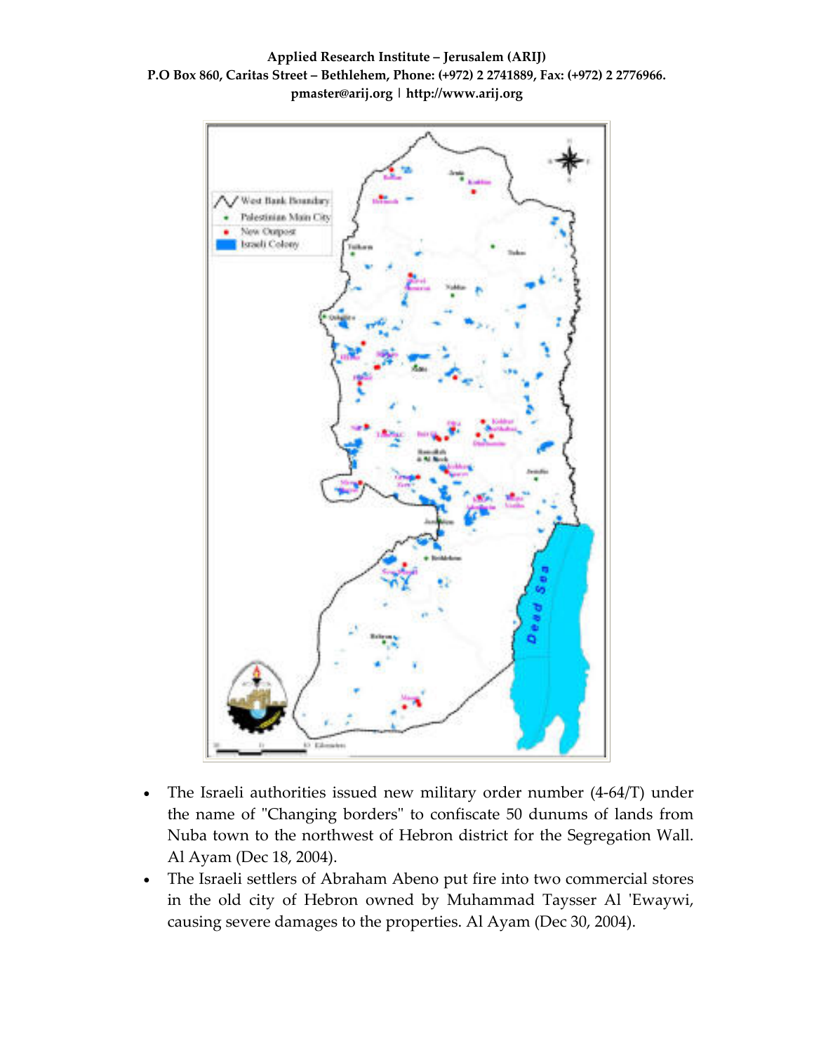- The Israeli authorities issued new military order number (4-64/T) under the name of "Changing borders" to confiscate 50 dunums of lands from Nuba town to the northwest of Hebron district for the Segregation Wall. Al Ayam (Dec 18, 2004).
- The Israeli settlers of Abraham Abeno put fire into two commercial stores in the old city of Hebron owned by Muhammad Taysser Al 'Ewaywi, causing severe damages to the properties. Al Ayam (Dec 30, 2004).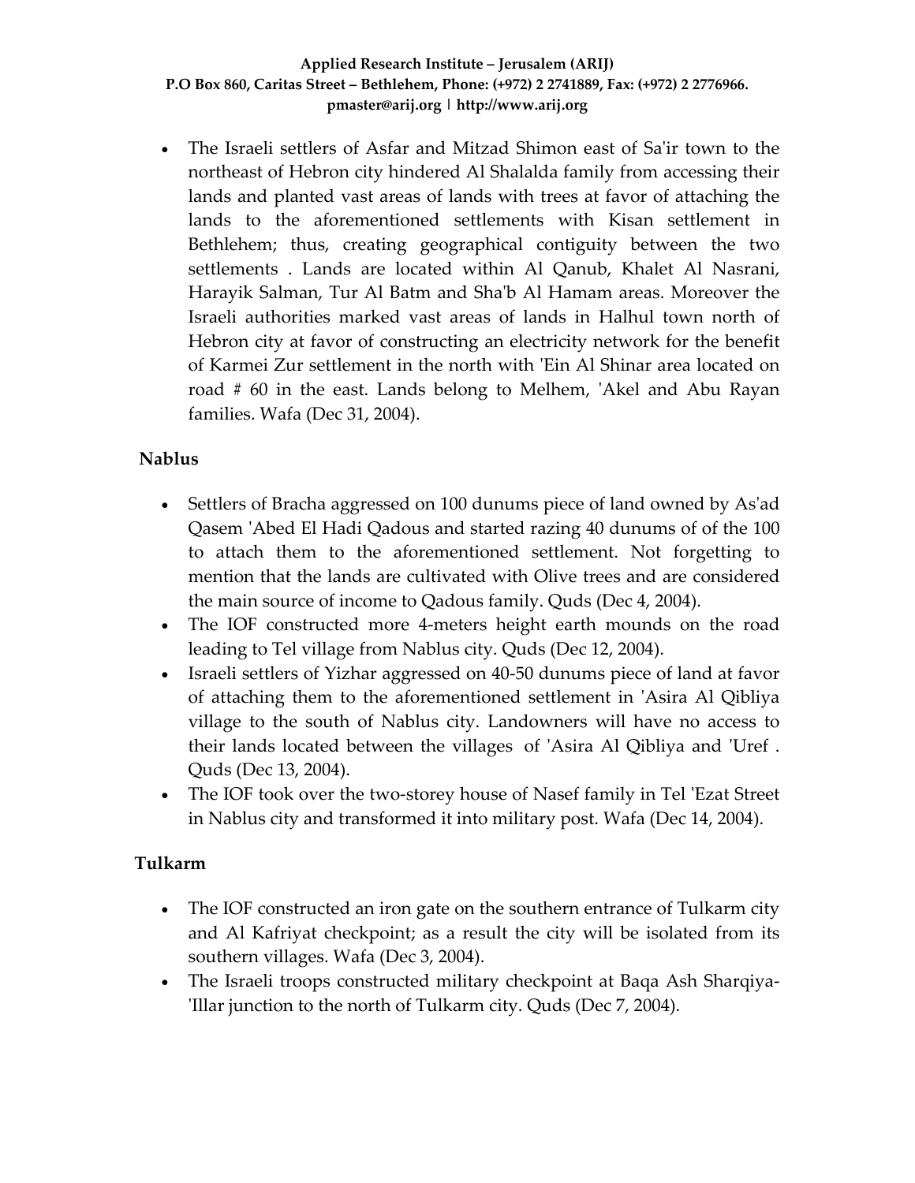- The Israeli settlers of Asfar and Mitzad Shimon east of Sa'ir town to the northeast of Hebron city hindered Al Shalalda family from accessing their lands and planted vast areas of lands with trees at favor of attaching the lands to the aforementioned settlements with Kisan settlement in Bethlehem; thus, creating geographical contiguity between the two settlements . Lands are located within Al Qanub, Khalet Al Nasrani, Harayik Salman, Tur Al Batm and Sha'b Al Hamam areas. Moreover the Israeli authorities marked vast areas of lands in Halhul town north of Hebron city at favor of constructing an electricity network for the benefit of Karmei Zur settlement in the north with 'Ein Al Shinar area located on road # 60 in the east. Lands belong to Melhem, 'Akel and Abu Rayan families. Wafa (Dec 31, 2004).

### Nablus

- Settlers of Bracha aggressed on 100 dunums piece of land owned by As'ad Qasem 'Abed El Hadi Qadous and started razing 40 dunums of of the 100 to attach them to the aforementioned settlement. Not forgetting to mention that the lands are cultivated with Olive trees and are considered the main source of income to Qadous family. Quds (Dec 4, 2004).
- The IOF constructed more 4-meters height earth mounds on the road leading to Tel village from Nablus city. Quds (Dec 12, 2004).
- Israeli settlers of Yizhar aggressed on 40-50 dunums piece of land at favor of attaching them to the aforementioned settlement in 'Asira Al Qibliya village to the south of Nablus city. Landowners will have no access to their lands located between the villages of 'Asira Al Qibliya and 'Uref . Quds (Dec 13, 2004).
- The IOF took over the two-storey house of Nasef family in Tel 'Ezat Street in Nablus city and transformed it into military post. Wafa (Dec 14, 2004).

### Tulkarm

- The IOF constructed an iron gate on the southern entrance of Tulkarm city and Al Kafriyat checkpoint; as a result the city will be isolated from its southern villages. Wafa (Dec 3, 2004).
- The Israeli troops constructed military checkpoint at Baqa Ash Sharqiya-'Illar junction to the north of Tulkarm city. Quds (Dec 7, 2004).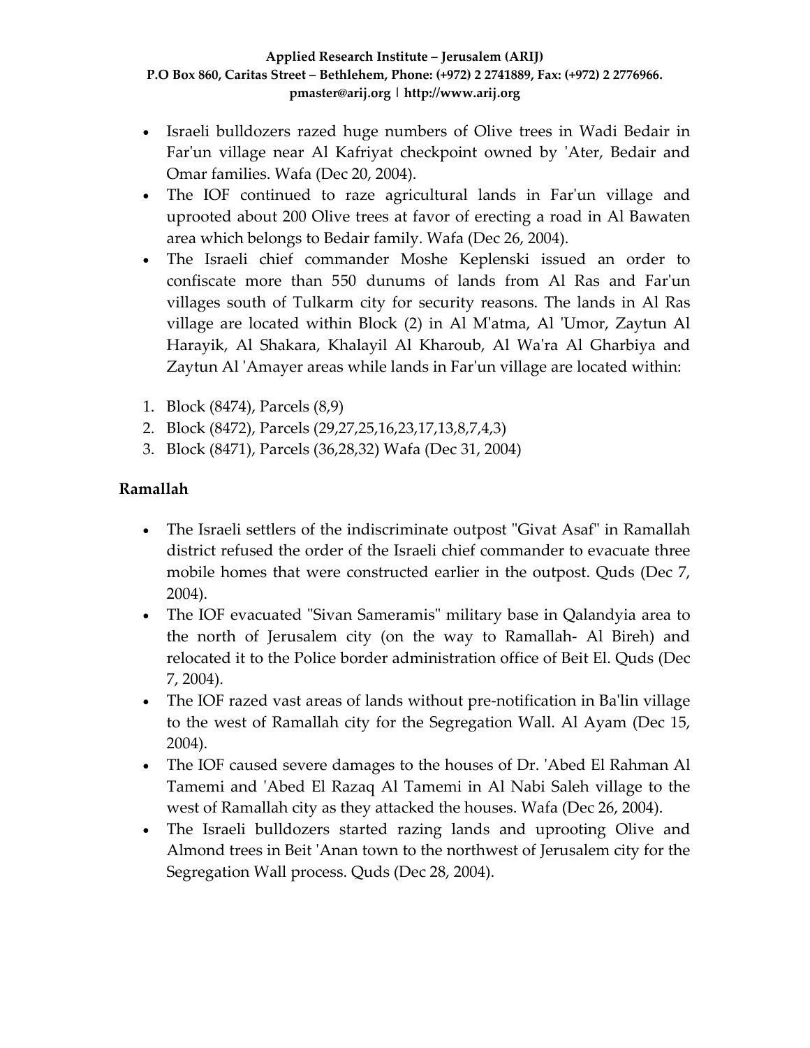- Israeli bulldozers razed huge numbers of Olive trees in Wadi Bedair in Far'un village near Al Kafriyat checkpoint owned by 'Ater, Bedair and Omar families. Wafa (Dec 20, 2004).
- The IOF continued to raze agricultural lands in Far'un village and uprooted about 200 Olive trees at favor of erecting a road in Al Bawaten area which belongs to Bedair family. Wafa (Dec 26, 2004).
- The Israeli chief commander Moshe Keplenski issued an order to confiscate more than 550 dunums of lands from Al Ras and Far'un villages south of Tulkarm city for security reasons. The lands in Al Ras village are located within Block (2) in Al M'atma, Al 'Umor, Zaytun Al Harayik, Al Shakara, Khalayil Al Kharoub, Al Wa'ra Al Gharbiya and Zaytun Al 'Amayer areas while lands in Far'un village are located within:

1. Block (8474), Parcels (8,9)
2. Block (8472), Parcels (29,27,25,16,23,17,13,8,7,4,3)
3. Block (8471), Parcels (36,28,32) Wafa (Dec 31, 2004)

**Ramallah**

- The Israeli settlers of the indiscriminate outpost "Givat Asaf" in Ramallah district refused the order of the Israeli chief commander to evacuate three mobile homes that were constructed earlier in the outpost. Quds (Dec 7, 2004).
- The IOF evacuated "Sivan Sameramis" military base in Qalandyia area to the north of Jerusalem city (on the way to Ramallah- Al Bireh) and relocated it to the Police border administration office of Beit El. Quds (Dec 7, 2004).
- The IOF razed vast areas of lands without pre-notification in Ba'lin village to the west of Ramallah city for the Segregation Wall. Al Ayam (Dec 15, 2004).
- The IOF caused severe damages to the houses of Dr. 'Abed El Rahman Al Tamemi and 'Abed El Razaq Al Tamemi in Al Nabi Saleh village to the west of Ramallah city as they attacked the houses. Wafa (Dec 26, 2004).
- The Israeli bulldozers started razing lands and uprooting Olive and Almond trees in Beit 'Anan town to the northwest of Jerusalem city for the Segregation Wall process. Quds (Dec 28, 2004).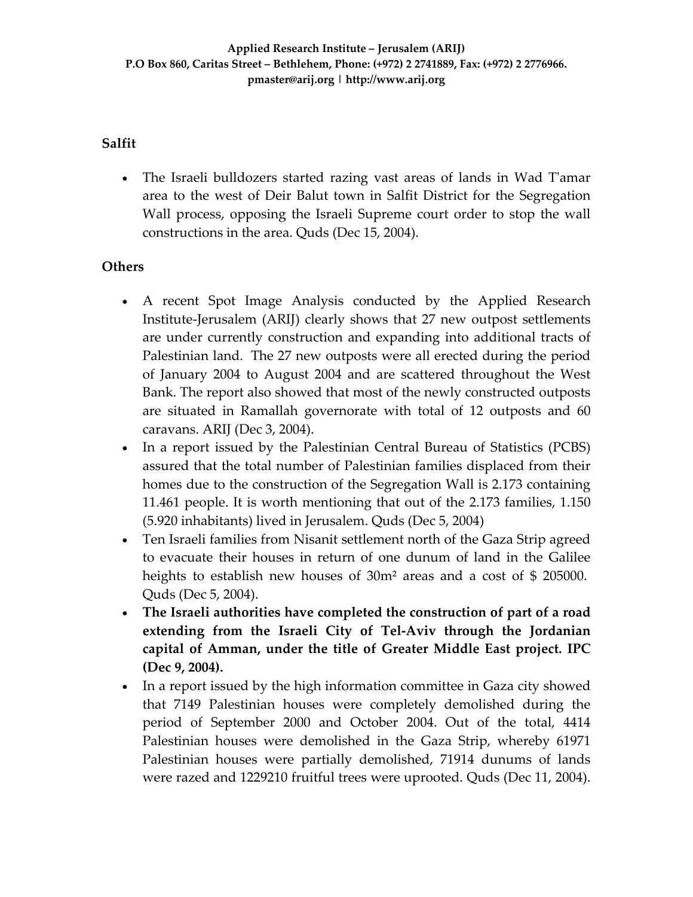## Salfit

- The Israeli bulldozers started razing vast areas of lands in Wad T'amar area to the west of Deir Balut town in Salfit District for the Segregation Wall process, opposing the Israeli Supreme court order to stop the wall constructions in the area. Quds (Dec 15, 2004).

## Others

- A recent Spot Image Analysis conducted by the Applied Research Institute-Jerusalem (ARIJ) clearly shows that 27 new outpost settlements are under currently construction and expanding into additional tracts of Palestinian land. The 27 new outposts were all erected during the period of January 2004 to August 2004 and are scattered throughout the West Bank. The report also showed that most of the newly constructed outposts are situated in Ramallah governorate with total of 12 outposts and 60 caravans. ARIJ (Dec 3, 2004).
- In a report issued by the Palestinian Central Bureau of Statistics (PCBS) assured that the total number of Palestinian families displaced from their homes due to the construction of the Segregation Wall is 2.173 containing 11.461 people. It is worth mentioning that out of the 2.173 families, 1.150 (5.920 inhabitants) lived in Jerusalem. Quds (Dec 5, 2004)
- Ten Israeli families from Nisanit settlement north of the Gaza Strip agreed to evacuate their houses in return of one dunum of land in the Galilee heights to establish new houses of 30m² areas and a cost of $ 205000. Quds (Dec 5, 2004).
- **The Israeli authorities have completed the construction of part of a road extending from the Israeli City of Tel-Aviv through the Jordanian capital of Amman, under the title of Greater Middle East project. IPC (Dec 9, 2004).**
- In a report issued by the high information committee in Gaza city showed that 7149 Palestinian houses were completely demolished during the period of September 2000 and October 2004. Out of the total, 4414 Palestinian houses were demolished in the Gaza Strip, whereby 61971 Palestinian houses were partially demolished, 71914 dunums of lands were razed and 1229210 fruitful trees were uprooted. Quds (Dec 11, 2004).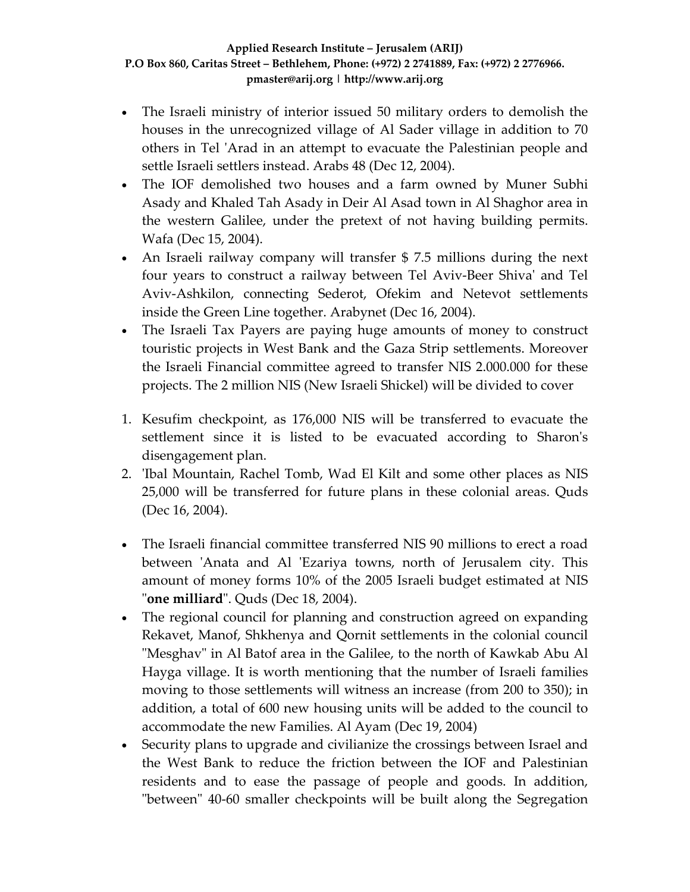- The Israeli ministry of interior issued 50 military orders to demolish the houses in the unrecognized village of Al Sader village in addition to 70 others in Tel 'Arad in an attempt to evacuate the Palestinian people and settle Israeli settlers instead. Arabs 48 (Dec 12, 2004).
- The IOF demolished two houses and a farm owned by Muner Subhi Asady and Khaled Tah Asady in Deir Al Asad town in Al Shaghor area in the western Galilee, under the pretext of not having building permits. Wafa (Dec 15, 2004).
- An Israeli railway company will transfer $ 7.5 millions during the next four years to construct a railway between Tel Aviv-Beer Shiva' and Tel Aviv-Ashkilon, connecting Sederot, Ofekim and Netevot settlements inside the Green Line together. Arabynet (Dec 16, 2004).
- The Israeli Tax Payers are paying huge amounts of money to construct touristic projects in West Bank and the Gaza Strip settlements. Moreover the Israeli Financial committee agreed to transfer NIS 2.000.000 for these projects. The 2 million NIS (New Israeli Shickel) will be divided to cover

1. Kesufim checkpoint, as 176,000 NIS will be transferred to evacuate the settlement since it is listed to be evacuated according to Sharon's disengagement plan.
2. 'Ibal Mountain, Rachel Tomb, Wad El Kilt and some other places as NIS 25,000 will be transferred for future plans in these colonial areas. Quds (Dec 16, 2004).

- The Israeli financial committee transferred NIS 90 millions to erect a road between 'Anata and Al 'Ezariya towns, north of Jerusalem city. This amount of money forms 10% of the 2005 Israeli budget estimated at NIS "**one milliard**". Quds (Dec 18, 2004).
- The regional council for planning and construction agreed on expanding Rekavet, Manof, Shkhenya and Qornit settlements in the colonial council "Mesghav" in Al Batof area in the Galilee, to the north of Kawkab Abu Al Hayga village. It is worth mentioning that the number of Israeli families moving to those settlements will witness an increase (from 200 to 350); in addition, a total of 600 new housing units will be added to the council to accommodate the new Families. Al Ayam (Dec 19, 2004)
- Security plans to upgrade and civilianize the crossings between Israel and the West Bank to reduce the friction between the IOF and Palestinian residents and to ease the passage of people and goods. In addition, "between" 40-60 smaller checkpoints will be built along the Segregation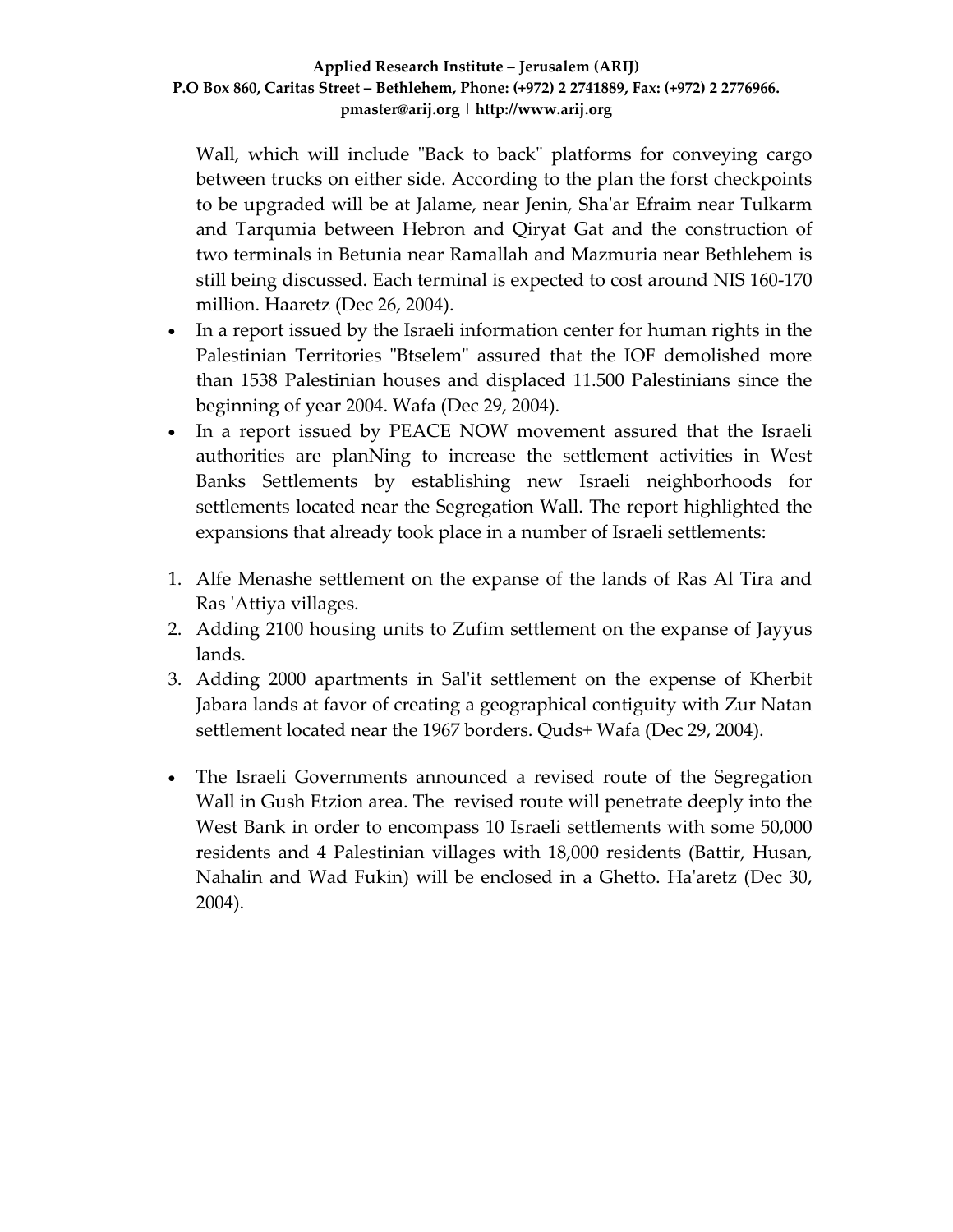Wall, which will include "Back to back" platforms for conveying cargo between trucks on either side. According to the plan the forst checkpoints to be upgraded will be at Jalame, near Jenin, Sha'ar Efraim near Tulkarm and Tarqumia between Hebron and Qiryat Gat and the construction of two terminals in Betunia near Ramallah and Mazmuria near Bethlehem is still being discussed. Each terminal is expected to cost around NIS 160-170 million. Haaretz (Dec 26, 2004).

- In a report issued by the Israeli information center for human rights in the Palestinian Territories "Btselem" assured that the IOF demolished more than 1538 Palestinian houses and displaced 11.500 Palestinians since the beginning of year 2004. Wafa (Dec 29, 2004).
- In a report issued by PEACE NOW movement assured that the Israeli authorities are planNing to increase the settlement activities in West Banks Settlements by establishing new Israeli neighborhoods for settlements located near the Segregation Wall. The report highlighted the expansions that already took place in a number of Israeli settlements:

1. Alfe Menashe settlement on the expanse of the lands of Ras Al Tira and Ras 'Attiya villages.
2. Adding 2100 housing units to Zufim settlement on the expanse of Jayyus lands.
3. Adding 2000 apartments in Sal'it settlement on the expense of Kherbit Jabara lands at favor of creating a geographical contiguity with Zur Natan settlement located near the 1967 borders. Quds+ Wafa (Dec 29, 2004).

- The Israeli Governments announced a revised route of the Segregation Wall in Gush Etzion area. The revised route will penetrate deeply into the West Bank in order to encompass 10 Israeli settlements with some 50,000 residents and 4 Palestinian villages with 18,000 residents (Battir, Husan, Nahalin and Wad Fukin) will be enclosed in a Ghetto. Ha'aretz (Dec 30, 2004).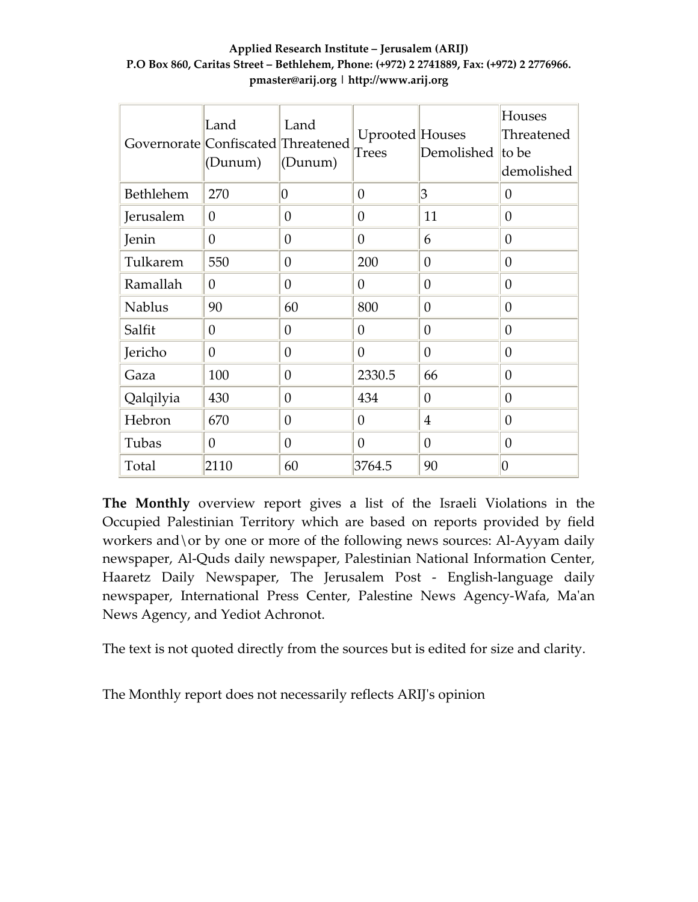| Governorate | Land Confiscated (Dunum) | Land Threatened (Dunum) | Uprooted Trees | Houses Demolished | Houses Threatened to be demolished |
|---|---|---|---|---|---|
| Bethlehem | 270 | 0 | 0 | 3 | 0 |
| Jerusalem | 0 | 0 | 0 | 11 | 0 |
| Jenin | 0 | 0 | 0 | 6 | 0 |
| Tulkarem | 550 | 0 | 200 | 0 | 0 |
| Ramallah | 0 | 0 | 0 | 0 | 0 |
| Nablus | 90 | 60 | 800 | 0 | 0 |
| Salfit | 0 | 0 | 0 | 0 | 0 |
| Jericho | 0 | 0 | 0 | 0 | 0 |
| Gaza | 100 | 0 | 2330.5 | 66 | 0 |
| Qalqilyia | 430 | 0 | 434 | 0 | 0 |
| Hebron | 670 | 0 | 0 | 4 | 0 |
| Tubas | 0 | 0 | 0 | 0 | 0 |
| Total | 2110 | 60 | 3764.5 | 90 | 0 |

**The Monthly** overview report gives a list of the Israeli Violations in the Occupied Palestinian Territory which are based on reports provided by field workers and\or by one or more of the following news sources: Al-Ayyam daily newspaper, Al-Quds daily newspaper, Palestinian National Information Center, Haaretz Daily Newspaper, The Jerusalem Post - English-language daily newspaper, International Press Center, Palestine News Agency-Wafa, Ma'an News Agency, and Yediot Achronot.

The text is not quoted directly from the sources but is edited for size and clarity.

The Monthly report does not necessarily reflects ARIJ's opinion